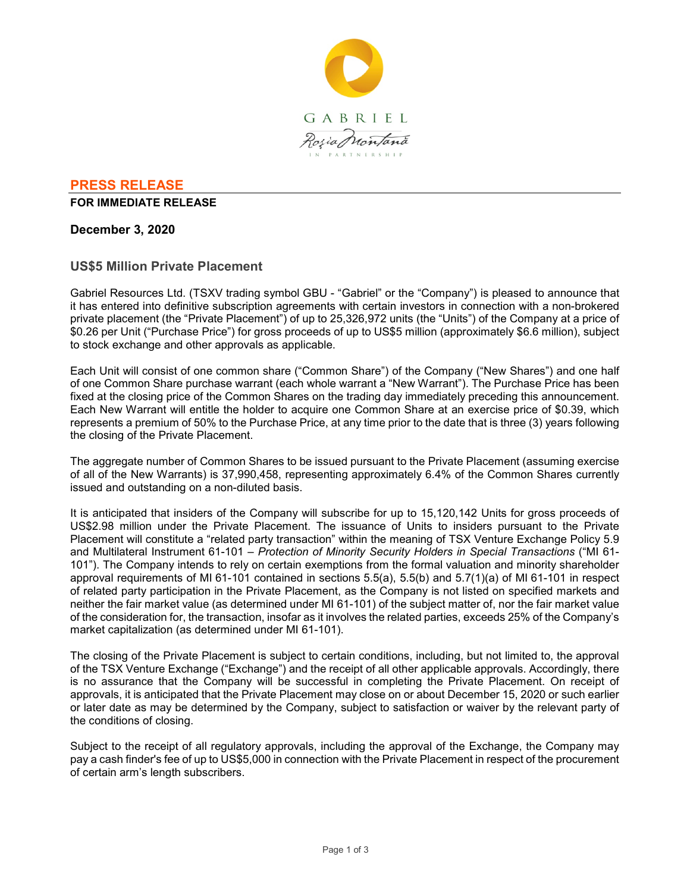**PRESS RELEASE**

**FOR IMMEDIATE RELEASE**

**December 3, 2020**

## US$5 Million Private Placement

Gabriel Resources Ltd. (TSXV trading symbol GBU - "Gabriel" or the "Company") is pleased to announce that it has entered into definitive subscription agreements with certain investors in connection with a non-brokered private placement (the "Private Placement") of up to 25,326,972 units (the "Units") of the Company at a price of $0.26 per Unit ("Purchase Price") for gross proceeds of up to US$5 million (approximately $6.6 million), subject to stock exchange and other approvals as applicable.

Each Unit will consist of one common share ("Common Share") of the Company ("New Shares") and one half of one Common Share purchase warrant (each whole warrant a "New Warrant"). The Purchase Price has been fixed at the closing price of the Common Shares on the trading day immediately preceding this announcement. Each New Warrant will entitle the holder to acquire one Common Share at an exercise price of $0.39, which represents a premium of 50% to the Purchase Price, at any time prior to the date that is three (3) years following the closing of the Private Placement.

The aggregate number of Common Shares to be issued pursuant to the Private Placement (assuming exercise of all of the New Warrants) is 37,990,458, representing approximately 6.4% of the Common Shares currently issued and outstanding on a non-diluted basis.

It is anticipated that insiders of the Company will subscribe for up to 15,120,142 Units for gross proceeds of US$2.98 million under the Private Placement. The issuance of Units to insiders pursuant to the Private Placement will constitute a "related party transaction" within the meaning of TSX Venture Exchange Policy 5.9 and Multilateral Instrument 61-101 – *Protection of Minority Security Holders in Special Transactions* ("MI 61-101"). The Company intends to rely on certain exemptions from the formal valuation and minority shareholder approval requirements of MI 61-101 contained in sections 5.5(a), 5.5(b) and 5.7(1)(a) of MI 61-101 in respect of related party participation in the Private Placement, as the Company is not listed on specified markets and neither the fair market value (as determined under MI 61-101) of the subject matter of, nor the fair market value of the consideration for, the transaction, insofar as it involves the related parties, exceeds 25% of the Company's market capitalization (as determined under MI 61-101).

The closing of the Private Placement is subject to certain conditions, including, but not limited to, the approval of the TSX Venture Exchange ("Exchange") and the receipt of all other applicable approvals. Accordingly, there is no assurance that the Company will be successful in completing the Private Placement. On receipt of approvals, it is anticipated that the Private Placement may close on or about December 15, 2020 or such earlier or later date as may be determined by the Company, subject to satisfaction or waiver by the relevant party of the conditions of closing.

Subject to the receipt of all regulatory approvals, including the approval of the Exchange, the Company may pay a cash finder's fee of up to US$5,000 in connection with the Private Placement in respect of the procurement of certain arm's length subscribers.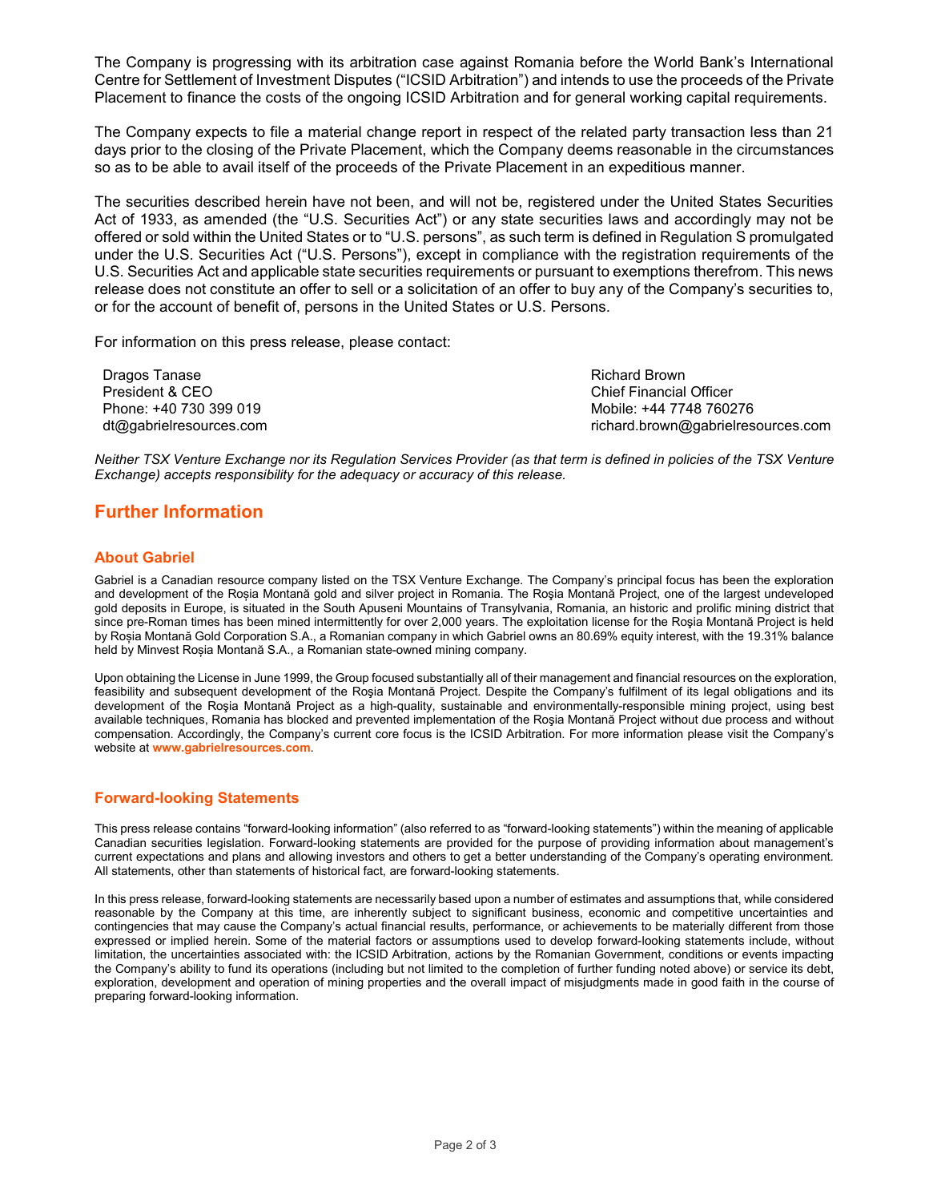The Company is progressing with its arbitration case against Romania before the World Bank's International Centre for Settlement of Investment Disputes ("ICSID Arbitration") and intends to use the proceeds of the Private Placement to finance the costs of the ongoing ICSID Arbitration and for general working capital requirements.

The Company expects to file a material change report in respect of the related party transaction less than 21 days prior to the closing of the Private Placement, which the Company deems reasonable in the circumstances so as to be able to avail itself of the proceeds of the Private Placement in an expeditious manner.

The securities described herein have not been, and will not be, registered under the United States Securities Act of 1933, as amended (the "U.S. Securities Act") or any state securities laws and accordingly may not be offered or sold within the United States or to "U.S. persons", as such term is defined in Regulation S promulgated under the U.S. Securities Act ("U.S. Persons"), except in compliance with the registration requirements of the U.S. Securities Act and applicable state securities requirements or pursuant to exemptions therefrom. This news release does not constitute an offer to sell or a solicitation of an offer to buy any of the Company's securities to, or for the account of benefit of, persons in the United States or U.S. Persons.

For information on this press release, please contact:

Dragos Tanase
President & CEO
Phone: +40 730 399 019
dt@gabrielresources.com

Richard Brown
Chief Financial Officer
Mobile: +44 7748 760276
richard.brown@gabrielresources.com

*Neither TSX Venture Exchange nor its Regulation Services Provider (as that term is defined in policies of the TSX Venture Exchange) accepts responsibility for the adequacy or accuracy of this release.*

## Further Information

### About Gabriel

Gabriel is a Canadian resource company listed on the TSX Venture Exchange. The Company's principal focus has been the exploration and development of the Roșia Montană gold and silver project in Romania. The Roşia Montană Project, one of the largest undeveloped gold deposits in Europe, is situated in the South Apuseni Mountains of Transylvania, Romania, an historic and prolific mining district that since pre-Roman times has been mined intermittently for over 2,000 years. The exploitation license for the Roşia Montană Project is held by Roșia Montană Gold Corporation S.A., a Romanian company in which Gabriel owns an 80.69% equity interest, with the 19.31% balance held by Minvest Roșia Montană S.A., a Romanian state-owned mining company.

Upon obtaining the License in June 1999, the Group focused substantially all of their management and financial resources on the exploration, feasibility and subsequent development of the Roşia Montană Project. Despite the Company's fulfilment of its legal obligations and its development of the Roşia Montană Project as a high-quality, sustainable and environmentally-responsible mining project, using best available techniques, Romania has blocked and prevented implementation of the Roşia Montană Project without due process and without compensation. Accordingly, the Company's current core focus is the ICSID Arbitration. For more information please visit the Company's website at **www.gabrielresources.com**.

### Forward-looking Statements

This press release contains "forward-looking information" (also referred to as "forward-looking statements") within the meaning of applicable Canadian securities legislation. Forward-looking statements are provided for the purpose of providing information about management's current expectations and plans and allowing investors and others to get a better understanding of the Company's operating environment. All statements, other than statements of historical fact, are forward-looking statements.

In this press release, forward-looking statements are necessarily based upon a number of estimates and assumptions that, while considered reasonable by the Company at this time, are inherently subject to significant business, economic and competitive uncertainties and contingencies that may cause the Company's actual financial results, performance, or achievements to be materially different from those expressed or implied herein. Some of the material factors or assumptions used to develop forward-looking statements include, without limitation, the uncertainties associated with: the ICSID Arbitration, actions by the Romanian Government, conditions or events impacting the Company's ability to fund its operations (including but not limited to the completion of further funding noted above) or service its debt, exploration, development and operation of mining properties and the overall impact of misjudgments made in good faith in the course of preparing forward-looking information.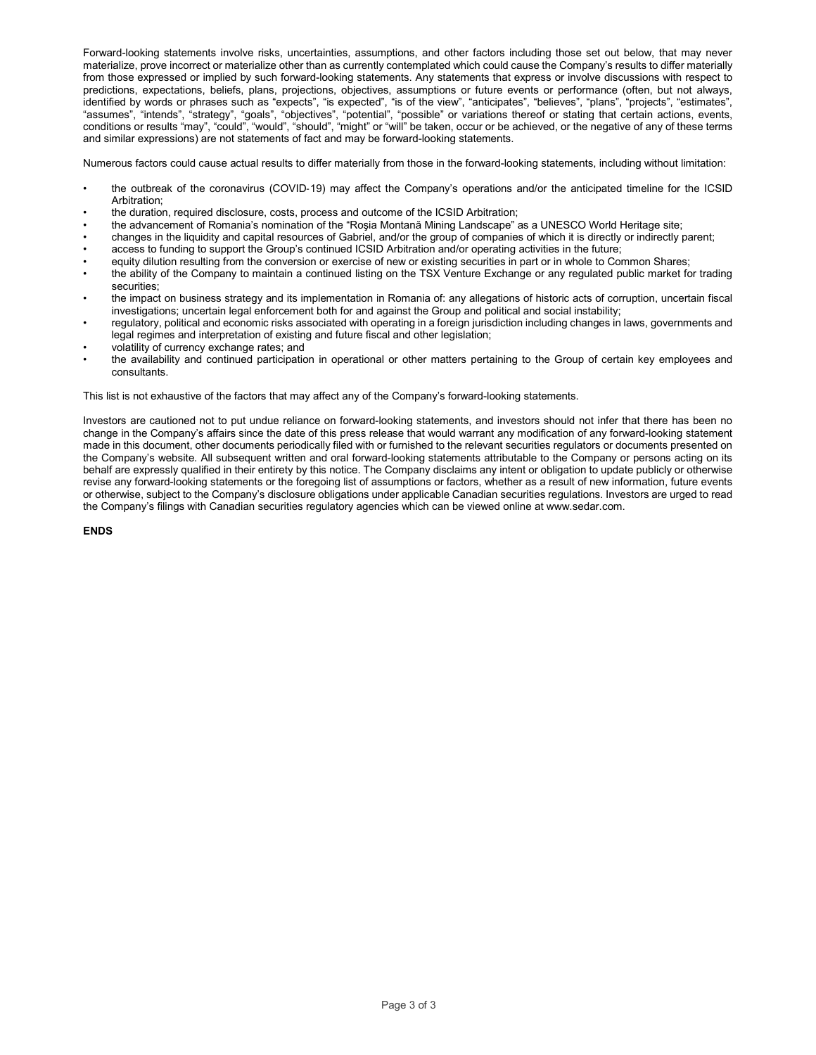Forward-looking statements involve risks, uncertainties, assumptions, and other factors including those set out below, that may never materialize, prove incorrect or materialize other than as currently contemplated which could cause the Company's results to differ materially from those expressed or implied by such forward-looking statements. Any statements that express or involve discussions with respect to predictions, expectations, beliefs, plans, projections, objectives, assumptions or future events or performance (often, but not always, identified by words or phrases such as "expects", "is expected", "is of the view", "anticipates", "believes", "plans", "projects", "estimates", "assumes", "intends", "strategy", "goals", "objectives", "potential", "possible" or variations thereof or stating that certain actions, events, conditions or results "may", "could", "would", "should", "might" or "will" be taken, occur or be achieved, or the negative of any of these terms and similar expressions) are not statements of fact and may be forward-looking statements.

Numerous factors could cause actual results to differ materially from those in the forward-looking statements, including without limitation:

- the outbreak of the coronavirus (COVID-19) may affect the Company's operations and/or the anticipated timeline for the ICSID Arbitration;
- the duration, required disclosure, costs, process and outcome of the ICSID Arbitration;
- the advancement of Romania's nomination of the "Roşia Montană Mining Landscape" as a UNESCO World Heritage site;
- changes in the liquidity and capital resources of Gabriel, and/or the group of companies of which it is directly or indirectly parent;
- access to funding to support the Group's continued ICSID Arbitration and/or operating activities in the future;
- equity dilution resulting from the conversion or exercise of new or existing securities in part or in whole to Common Shares;
- the ability of the Company to maintain a continued listing on the TSX Venture Exchange or any regulated public market for trading securities;
- the impact on business strategy and its implementation in Romania of: any allegations of historic acts of corruption, uncertain fiscal investigations; uncertain legal enforcement both for and against the Group and political and social instability;
- regulatory, political and economic risks associated with operating in a foreign jurisdiction including changes in laws, governments and legal regimes and interpretation of existing and future fiscal and other legislation;
- volatility of currency exchange rates; and
- the availability and continued participation in operational or other matters pertaining to the Group of certain key employees and consultants.

This list is not exhaustive of the factors that may affect any of the Company's forward-looking statements.

Investors are cautioned not to put undue reliance on forward-looking statements, and investors should not infer that there has been no change in the Company's affairs since the date of this press release that would warrant any modification of any forward-looking statement made in this document, other documents periodically filed with or furnished to the relevant securities regulators or documents presented on the Company's website. All subsequent written and oral forward-looking statements attributable to the Company or persons acting on its behalf are expressly qualified in their entirety by this notice. The Company disclaims any intent or obligation to update publicly or otherwise revise any forward-looking statements or the foregoing list of assumptions or factors, whether as a result of new information, future events or otherwise, subject to the Company's disclosure obligations under applicable Canadian securities regulations. Investors are urged to read the Company's filings with Canadian securities regulatory agencies which can be viewed online at www.sedar.com.

**ENDS**